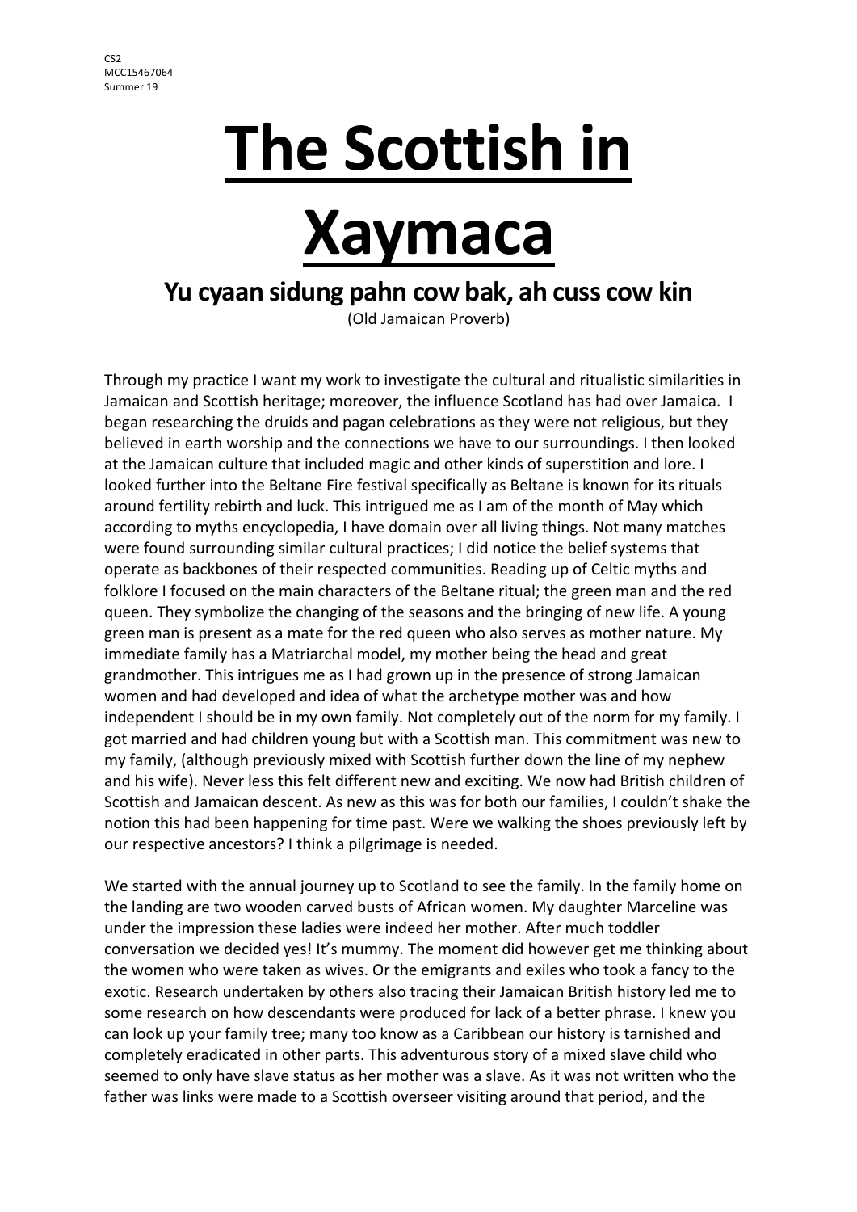CS2
MCC15467064
Summer 19

# The Scottish in Xaymaca

## Yu cyaan sidung pahn cow bak, ah cuss cow kin

(Old Jamaican Proverb)

Through my practice I want my work to investigate the cultural and ritualistic similarities in Jamaican and Scottish heritage; moreover, the influence Scotland has had over Jamaica. I began researching the druids and pagan celebrations as they were not religious, but they believed in earth worship and the connections we have to our surroundings. I then looked at the Jamaican culture that included magic and other kinds of superstition and lore. I looked further into the Beltane Fire festival specifically as Beltane is known for its rituals around fertility rebirth and luck. This intrigued me as I am of the month of May which according to myths encyclopedia, I have domain over all living things. Not many matches were found surrounding similar cultural practices; I did notice the belief systems that operate as backbones of their respected communities. Reading up of Celtic myths and folklore I focused on the main characters of the Beltane ritual; the green man and the red queen. They symbolize the changing of the seasons and the bringing of new life. A young green man is present as a mate for the red queen who also serves as mother nature. My immediate family has a Matriarchal model, my mother being the head and great grandmother. This intrigues me as I had grown up in the presence of strong Jamaican women and had developed and idea of what the archetype mother was and how independent I should be in my own family. Not completely out of the norm for my family. I got married and had children young but with a Scottish man. This commitment was new to my family, (although previously mixed with Scottish further down the line of my nephew and his wife). Never less this felt different new and exciting. We now had British children of Scottish and Jamaican descent. As new as this was for both our families, I couldn't shake the notion this had been happening for time past. Were we walking the shoes previously left by our respective ancestors? I think a pilgrimage is needed.

We started with the annual journey up to Scotland to see the family. In the family home on the landing are two wooden carved busts of African women. My daughter Marceline was under the impression these ladies were indeed her mother. After much toddler conversation we decided yes! It's mummy. The moment did however get me thinking about the women who were taken as wives. Or the emigrants and exiles who took a fancy to the exotic. Research undertaken by others also tracing their Jamaican British history led me to some research on how descendants were produced for lack of a better phrase. I knew you can look up your family tree; many too know as a Caribbean our history is tarnished and completely eradicated in other parts. This adventurous story of a mixed slave child who seemed to only have slave status as her mother was a slave. As it was not written who the father was links were made to a Scottish overseer visiting around that period, and the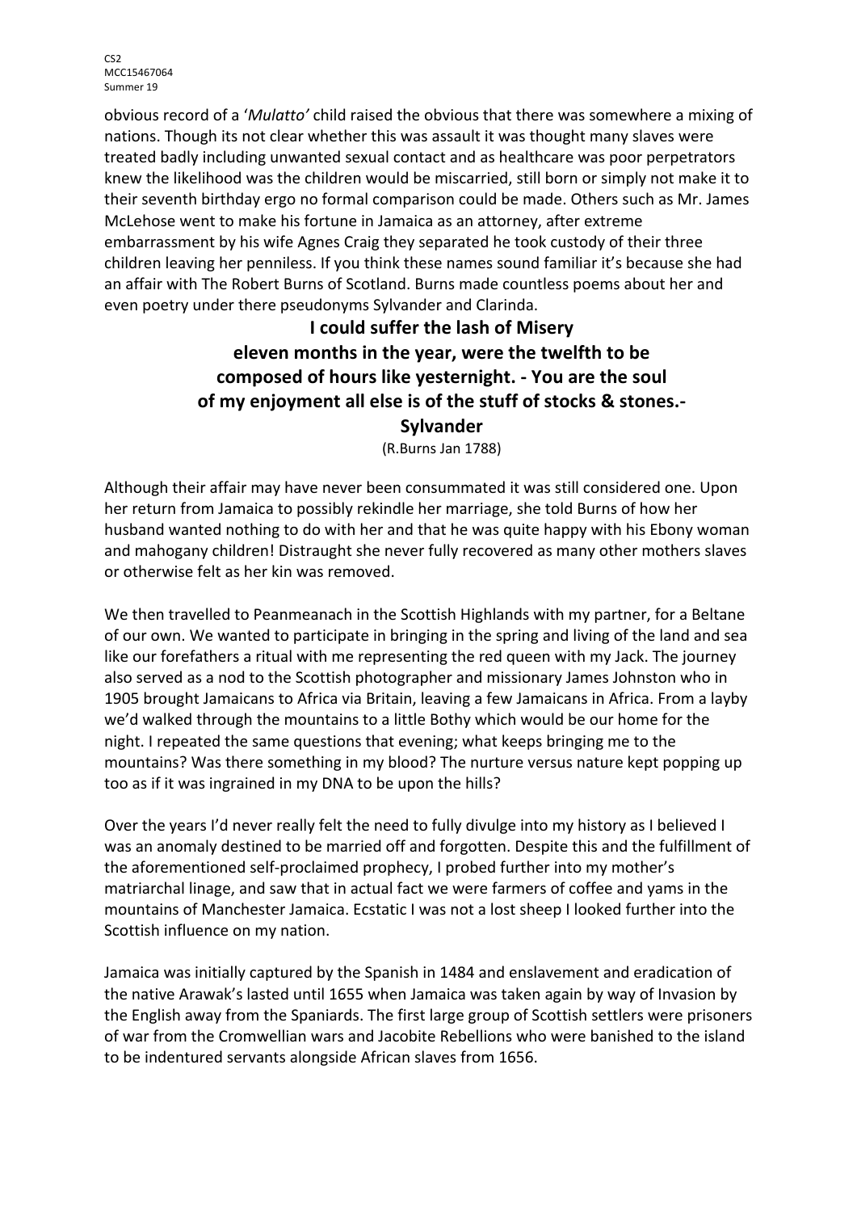obvious record of a '*Mulatto*' child raised the obvious that there was somewhere a mixing of nations. Though its not clear whether this was assault it was thought many slaves were treated badly including unwanted sexual contact and as healthcare was poor perpetrators knew the likelihood was the children would be miscarried, still born or simply not make it to their seventh birthday ergo no formal comparison could be made. Others such as Mr. James McLehose went to make his fortune in Jamaica as an attorney, after extreme embarrassment by his wife Agnes Craig they separated he took custody of their three children leaving her penniless. If you think these names sound familiar it's because she had an affair with The Robert Burns of Scotland. Burns made countless poems about her and even poetry under there pseudonyms Sylvander and Clarinda.

**I could suffer the lash of Misery**
**eleven months in the year, were the twelfth to be**
**composed of hours like yesternight. - You are the soul**
**of my enjoyment all else is of the stuff of stocks & stones.-**
**Sylvander**
(R.Burns Jan 1788)

Although their affair may have never been consummated it was still considered one. Upon her return from Jamaica to possibly rekindle her marriage, she told Burns of how her husband wanted nothing to do with her and that he was quite happy with his Ebony woman and mahogany children! Distraught she never fully recovered as many other mothers slaves or otherwise felt as her kin was removed.

We then travelled to Peanmeanach in the Scottish Highlands with my partner, for a Beltane of our own. We wanted to participate in bringing in the spring and living of the land and sea like our forefathers a ritual with me representing the red queen with my Jack. The journey also served as a nod to the Scottish photographer and missionary James Johnston who in 1905 brought Jamaicans to Africa via Britain, leaving a few Jamaicans in Africa. From a layby we'd walked through the mountains to a little Bothy which would be our home for the night. I repeated the same questions that evening; what keeps bringing me to the mountains? Was there something in my blood? The nurture versus nature kept popping up too as if it was ingrained in my DNA to be upon the hills?

Over the years I'd never really felt the need to fully divulge into my history as I believed I was an anomaly destined to be married off and forgotten. Despite this and the fulfillment of the aforementioned self-proclaimed prophecy, I probed further into my mother's matriarchal linage, and saw that in actual fact we were farmers of coffee and yams in the mountains of Manchester Jamaica. Ecstatic I was not a lost sheep I looked further into the Scottish influence on my nation.

Jamaica was initially captured by the Spanish in 1484 and enslavement and eradication of the native Arawak's lasted until 1655 when Jamaica was taken again by way of Invasion by the English away from the Spaniards. The first large group of Scottish settlers were prisoners of war from the Cromwellian wars and Jacobite Rebellions who were banished to the island to be indentured servants alongside African slaves from 1656.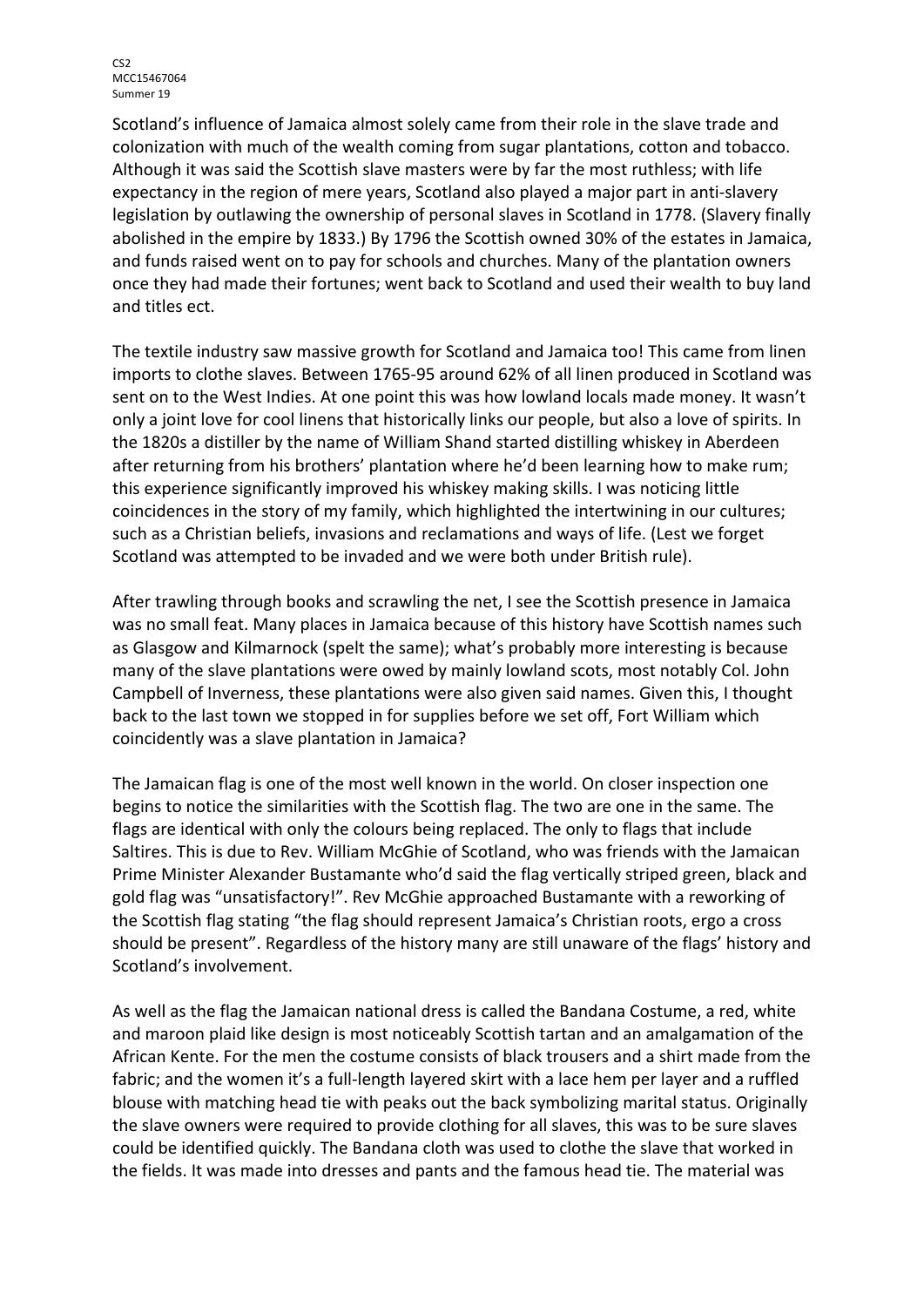Scotland's influence of Jamaica almost solely came from their role in the slave trade and colonization with much of the wealth coming from sugar plantations, cotton and tobacco. Although it was said the Scottish slave masters were by far the most ruthless; with life expectancy in the region of mere years, Scotland also played a major part in anti-slavery legislation by outlawing the ownership of personal slaves in Scotland in 1778. (Slavery finally abolished in the empire by 1833.) By 1796 the Scottish owned 30% of the estates in Jamaica, and funds raised went on to pay for schools and churches. Many of the plantation owners once they had made their fortunes; went back to Scotland and used their wealth to buy land and titles ect.

The textile industry saw massive growth for Scotland and Jamaica too! This came from linen imports to clothe slaves. Between 1765-95 around 62% of all linen produced in Scotland was sent on to the West Indies. At one point this was how lowland locals made money. It wasn't only a joint love for cool linens that historically links our people, but also a love of spirits. In the 1820s a distiller by the name of William Shand started distilling whiskey in Aberdeen after returning from his brothers' plantation where he'd been learning how to make rum; this experience significantly improved his whiskey making skills. I was noticing little coincidences in the story of my family, which highlighted the intertwining in our cultures; such as a Christian beliefs, invasions and reclamations and ways of life. (Lest we forget Scotland was attempted to be invaded and we were both under British rule).

After trawling through books and scrawling the net, I see the Scottish presence in Jamaica was no small feat. Many places in Jamaica because of this history have Scottish names such as Glasgow and Kilmarnock (spelt the same); what's probably more interesting is because many of the slave plantations were owed by mainly lowland scots, most notably Col. John Campbell of Inverness, these plantations were also given said names. Given this, I thought back to the last town we stopped in for supplies before we set off, Fort William which coincidently was a slave plantation in Jamaica?

The Jamaican flag is one of the most well known in the world. On closer inspection one begins to notice the similarities with the Scottish flag. The two are one in the same. The flags are identical with only the colours being replaced. The only to flags that include Saltires. This is due to Rev. William McGhie of Scotland, who was friends with the Jamaican Prime Minister Alexander Bustamante who'd said the flag vertically striped green, black and gold flag was "unsatisfactory!". Rev McGhie approached Bustamante with a reworking of the Scottish flag stating "the flag should represent Jamaica's Christian roots, ergo a cross should be present". Regardless of the history many are still unaware of the flags' history and Scotland's involvement.

As well as the flag the Jamaican national dress is called the Bandana Costume, a red, white and maroon plaid like design is most noticeably Scottish tartan and an amalgamation of the African Kente. For the men the costume consists of black trousers and a shirt made from the fabric; and the women it's a full-length layered skirt with a lace hem per layer and a ruffled blouse with matching head tie with peaks out the back symbolizing marital status. Originally the slave owners were required to provide clothing for all slaves, this was to be sure slaves could be identified quickly. The Bandana cloth was used to clothe the slave that worked in the fields. It was made into dresses and pants and the famous head tie. The material was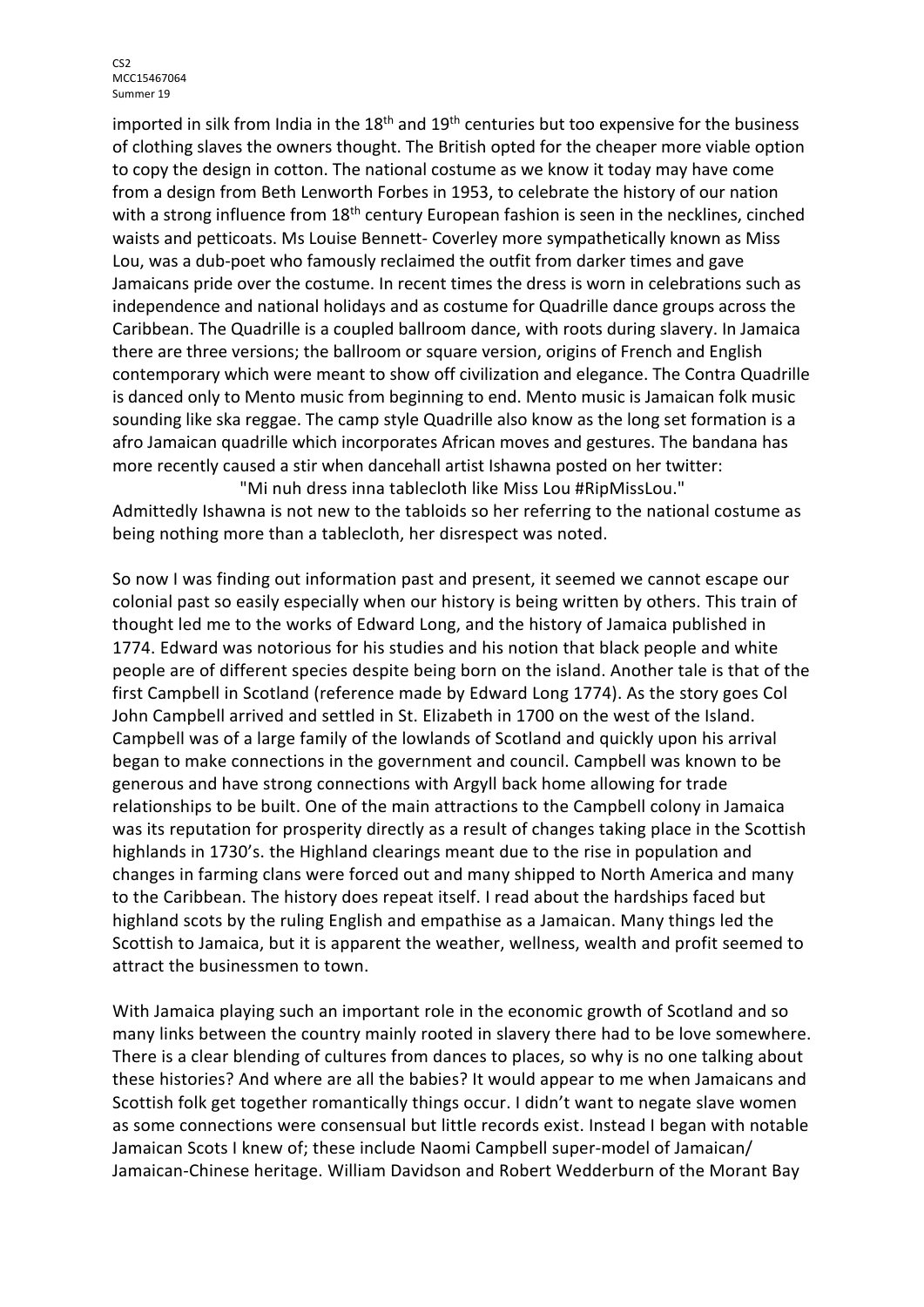imported in silk from India in the 18th and 19th centuries but too expensive for the business of clothing slaves the owners thought. The British opted for the cheaper more viable option to copy the design in cotton. The national costume as we know it today may have come from a design from Beth Lenworth Forbes in 1953, to celebrate the history of our nation with a strong influence from 18th century European fashion is seen in the necklines, cinched waists and petticoats. Ms Louise Bennett- Coverley more sympathetically known as Miss Lou, was a dub-poet who famously reclaimed the outfit from darker times and gave Jamaicans pride over the costume. In recent times the dress is worn in celebrations such as independence and national holidays and as costume for Quadrille dance groups across the Caribbean. The Quadrille is a coupled ballroom dance, with roots during slavery. In Jamaica there are three versions; the ballroom or square version, origins of French and English contemporary which were meant to show off civilization and elegance. The Contra Quadrille is danced only to Mento music from beginning to end. Mento music is Jamaican folk music sounding like ska reggae. The camp style Quadrille also know as the long set formation is a afro Jamaican quadrille which incorporates African moves and gestures. The bandana has more recently caused a stir when dancehall artist Ishawna posted on her twitter:

"Mi nuh dress inna tablecloth like Miss Lou #RipMissLou."

Admittedly Ishawna is not new to the tabloids so her referring to the national costume as being nothing more than a tablecloth, her disrespect was noted.

So now I was finding out information past and present, it seemed we cannot escape our colonial past so easily especially when our history is being written by others. This train of thought led me to the works of Edward Long, and the history of Jamaica published in 1774. Edward was notorious for his studies and his notion that black people and white people are of different species despite being born on the island. Another tale is that of the first Campbell in Scotland (reference made by Edward Long 1774). As the story goes Col John Campbell arrived and settled in St. Elizabeth in 1700 on the west of the Island. Campbell was of a large family of the lowlands of Scotland and quickly upon his arrival began to make connections in the government and council. Campbell was known to be generous and have strong connections with Argyll back home allowing for trade relationships to be built. One of the main attractions to the Campbell colony in Jamaica was its reputation for prosperity directly as a result of changes taking place in the Scottish highlands in 1730's. the Highland clearings meant due to the rise in population and changes in farming clans were forced out and many shipped to North America and many to the Caribbean. The history does repeat itself. I read about the hardships faced but highland scots by the ruling English and empathise as a Jamaican. Many things led the Scottish to Jamaica, but it is apparent the weather, wellness, wealth and profit seemed to attract the businessmen to town.

With Jamaica playing such an important role in the economic growth of Scotland and so many links between the country mainly rooted in slavery there had to be love somewhere. There is a clear blending of cultures from dances to places, so why is no one talking about these histories? And where are all the babies? It would appear to me when Jamaicans and Scottish folk get together romantically things occur. I didn't want to negate slave women as some connections were consensual but little records exist. Instead I began with notable Jamaican Scots I knew of; these include Naomi Campbell super-model of Jamaican/ Jamaican-Chinese heritage. William Davidson and Robert Wedderburn of the Morant Bay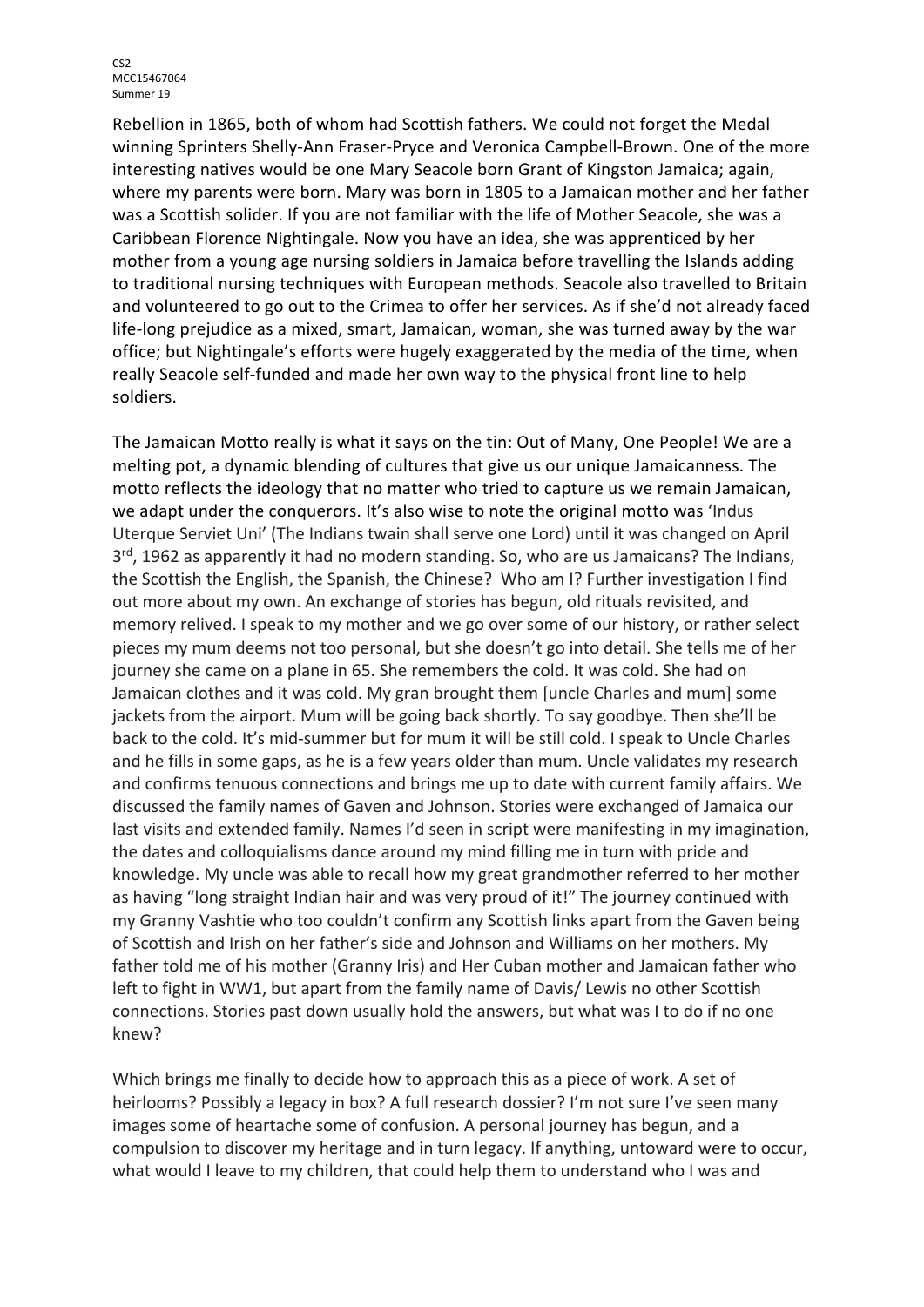Rebellion in 1865, both of whom had Scottish fathers. We could not forget the Medal winning Sprinters Shelly-Ann Fraser-Pryce and Veronica Campbell-Brown. One of the more interesting natives would be one Mary Seacole born Grant of Kingston Jamaica; again, where my parents were born. Mary was born in 1805 to a Jamaican mother and her father was a Scottish solider. If you are not familiar with the life of Mother Seacole, she was a Caribbean Florence Nightingale. Now you have an idea, she was apprenticed by her mother from a young age nursing soldiers in Jamaica before travelling the Islands adding to traditional nursing techniques with European methods. Seacole also travelled to Britain and volunteered to go out to the Crimea to offer her services. As if she'd not already faced life-long prejudice as a mixed, smart, Jamaican, woman, she was turned away by the war office; but Nightingale's efforts were hugely exaggerated by the media of the time, when really Seacole self-funded and made her own way to the physical front line to help soldiers.

The Jamaican Motto really is what it says on the tin: Out of Many, One People! We are a melting pot, a dynamic blending of cultures that give us our unique Jamaicanness. The motto reflects the ideology that no matter who tried to capture us we remain Jamaican, we adapt under the conquerors. It's also wise to note the original motto was 'Indus Uterque Serviet Uni' (The Indians twain shall serve one Lord) until it was changed on April 3rd, 1962 as apparently it had no modern standing. So, who are us Jamaicans? The Indians, the Scottish the English, the Spanish, the Chinese? Who am I? Further investigation I find out more about my own. An exchange of stories has begun, old rituals revisited, and memory relived. I speak to my mother and we go over some of our history, or rather select pieces my mum deems not too personal, but she doesn't go into detail. She tells me of her journey she came on a plane in 65. She remembers the cold. It was cold. She had on Jamaican clothes and it was cold. My gran brought them [uncle Charles and mum] some jackets from the airport. Mum will be going back shortly. To say goodbye. Then she'll be back to the cold. It's mid-summer but for mum it will be still cold. I speak to Uncle Charles and he fills in some gaps, as he is a few years older than mum. Uncle validates my research and confirms tenuous connections and brings me up to date with current family affairs. We discussed the family names of Gaven and Johnson. Stories were exchanged of Jamaica our last visits and extended family. Names I'd seen in script were manifesting in my imagination, the dates and colloquialisms dance around my mind filling me in turn with pride and knowledge. My uncle was able to recall how my great grandmother referred to her mother as having "long straight Indian hair and was very proud of it!" The journey continued with my Granny Vashtie who too couldn't confirm any Scottish links apart from the Gaven being of Scottish and Irish on her father's side and Johnson and Williams on her mothers. My father told me of his mother (Granny Iris) and Her Cuban mother and Jamaican father who left to fight in WW1, but apart from the family name of Davis/ Lewis no other Scottish connections. Stories past down usually hold the answers, but what was I to do if no one knew?

Which brings me finally to decide how to approach this as a piece of work. A set of heirlooms? Possibly a legacy in box? A full research dossier? I'm not sure I've seen many images some of heartache some of confusion. A personal journey has begun, and a compulsion to discover my heritage and in turn legacy. If anything, untoward were to occur, what would I leave to my children, that could help them to understand who I was and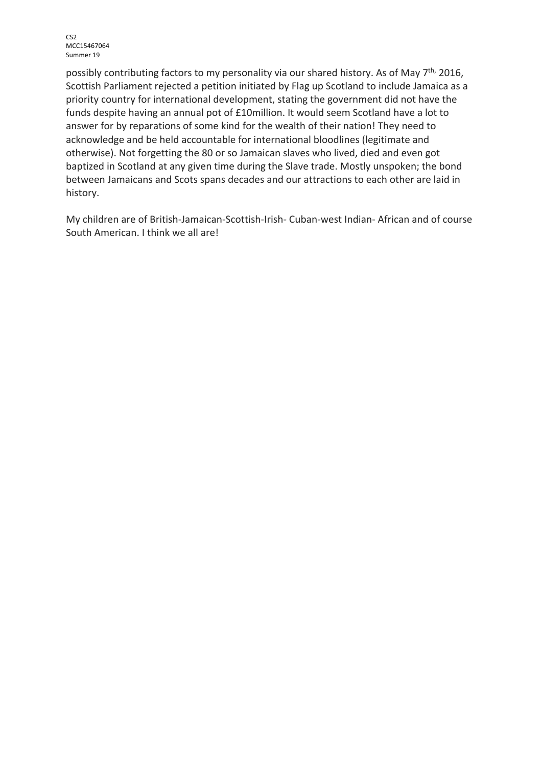possibly contributing factors to my personality via our shared history. As of May 7th, 2016, Scottish Parliament rejected a petition initiated by Flag up Scotland to include Jamaica as a priority country for international development, stating the government did not have the funds despite having an annual pot of £10million. It would seem Scotland have a lot to answer for by reparations of some kind for the wealth of their nation! They need to acknowledge and be held accountable for international bloodlines (legitimate and otherwise). Not forgetting the 80 or so Jamaican slaves who lived, died and even got baptized in Scotland at any given time during the Slave trade. Mostly unspoken; the bond between Jamaicans and Scots spans decades and our attractions to each other are laid in history.

My children are of British-Jamaican-Scottish-Irish- Cuban-west Indian- African and of course South American. I think we all are!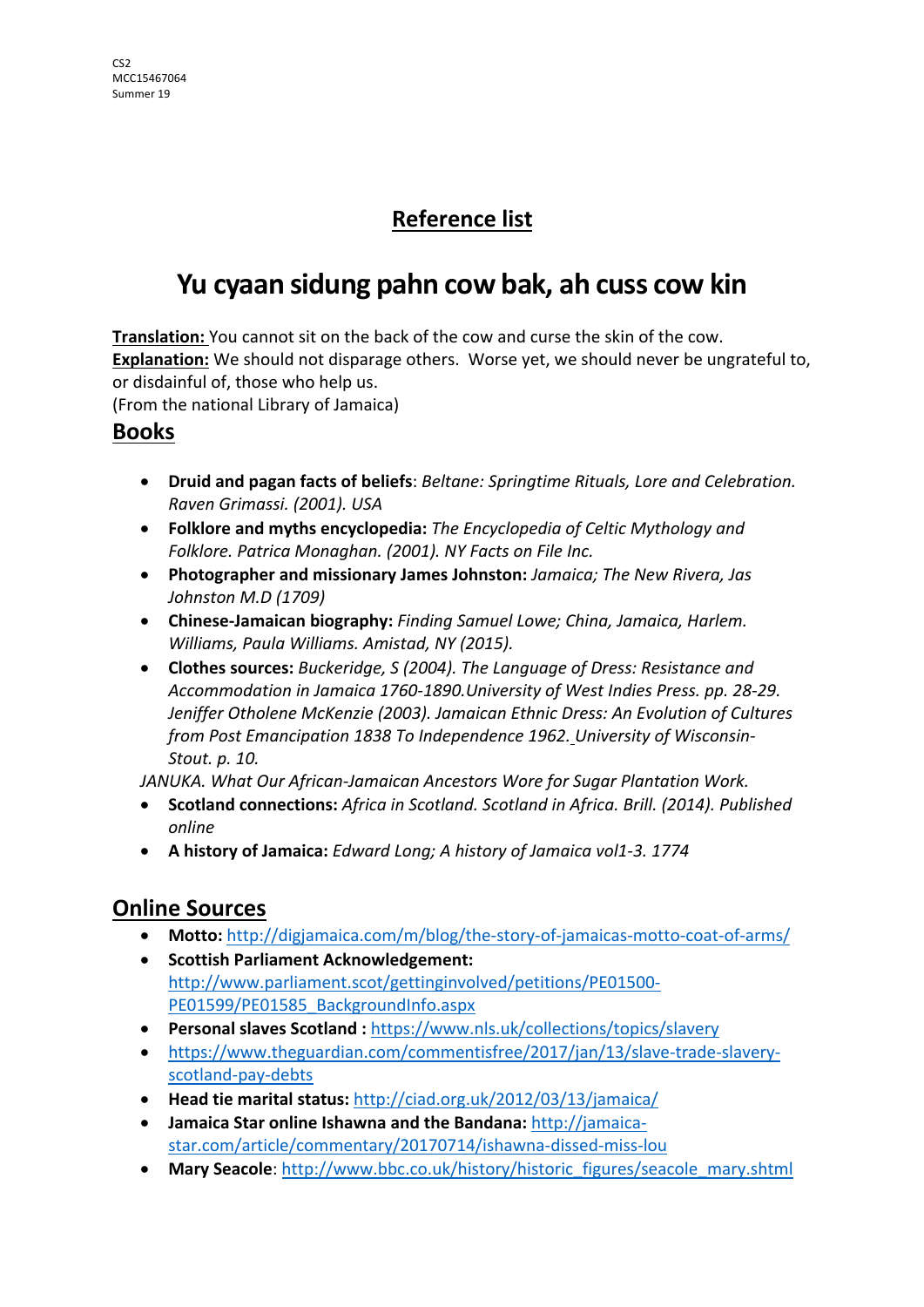CS2
MCC15467064
Summer 19

## Reference list

# Yu cyaan sidung pahn cow bak, ah cuss cow kin

**Translation:** You cannot sit on the back of the cow and curse the skin of the cow.
**Explanation:** We should not disparage others. Worse yet, we should never be ungrateful to, or disdainful of, those who help us.
(From the national Library of Jamaica)

## Books

- **Druid and pagan facts of beliefs**: *Beltane: Springtime Rituals, Lore and Celebration. Raven Grimassi. (2001). USA*
- **Folklore and myths encyclopedia:** *The Encyclopedia of Celtic Mythology and Folklore. Patrica Monaghan. (2001). NY Facts on File Inc.*
- **Photographer and missionary James Johnston:** *Jamaica; The New Rivera, Jas Johnston M.D (1709)*
- **Chinese-Jamaican biography:** *Finding Samuel Lowe; China, Jamaica, Harlem. Williams, Paula Williams. Amistad, NY (2015).*
- **Clothes sources:** *Buckeridge, S (2004). The Language of Dress: Resistance and Accommodation in Jamaica 1760-1890.University of West Indies Press. pp. 28-29. Jeniffer Otholene McKenzie (2003). Jamaican Ethnic Dress: An Evolution of Cultures from Post Emancipation 1838 To Independence 1962. University of Wisconsin-Stout. p. 10.*

*JANUKA. What Our African-Jamaican Ancestors Wore for Sugar Plantation Work.*

- **Scotland connections:** *Africa in Scotland. Scotland in Africa. Brill. (2014). Published online*
- **A history of Jamaica:** *Edward Long; A history of Jamaica vol1-3. 1774*

## Online Sources

- **Motto:** http://digjamaica.com/m/blog/the-story-of-jamaicas-motto-coat-of-arms/
- **Scottish Parliament Acknowledgement:** http://www.parliament.scot/gettinginvolved/petitions/PE01500-PE01599/PE01585_BackgroundInfo.aspx
- **Personal slaves Scotland :** https://www.nls.uk/collections/topics/slavery
- https://www.theguardian.com/commentisfree/2017/jan/13/slave-trade-slavery-scotland-pay-debts
- **Head tie marital status:** http://ciad.org.uk/2012/03/13/jamaica/
- **Jamaica Star online Ishawna and the Bandana:** http://jamaica-star.com/article/commentary/20170714/ishawna-dissed-miss-lou
- **Mary Seacole**: http://www.bbc.co.uk/history/historic_figures/seacole_mary.shtml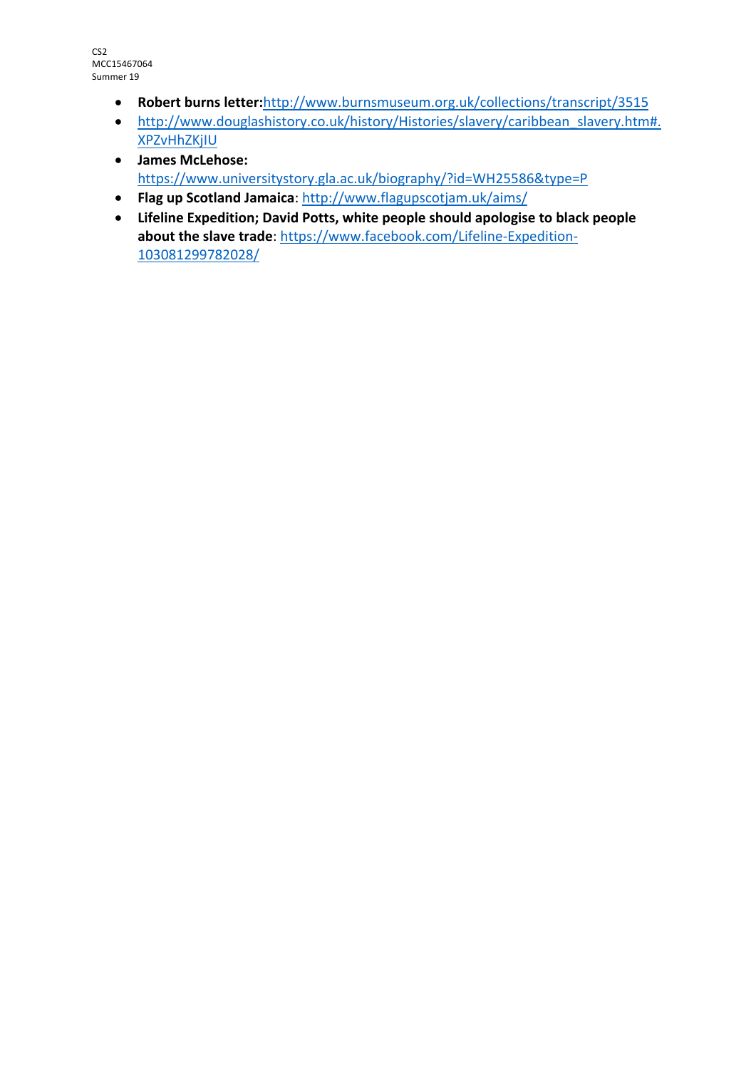- **Robert burns letter:**http://www.burnsmuseum.org.uk/collections/transcript/3515
- http://www.douglashistory.co.uk/history/Histories/slavery/caribbean_slavery.htm#.XPZvHhZKjIU
- **James McLehose:** https://www.universitystory.gla.ac.uk/biography/?id=WH25586&type=P
- **Flag up Scotland Jamaica**: http://www.flagupscotjam.uk/aims/
- **Lifeline Expedition; David Potts, white people should apologise to black people about the slave trade**: https://www.facebook.com/Lifeline-Expedition-103081299782028/